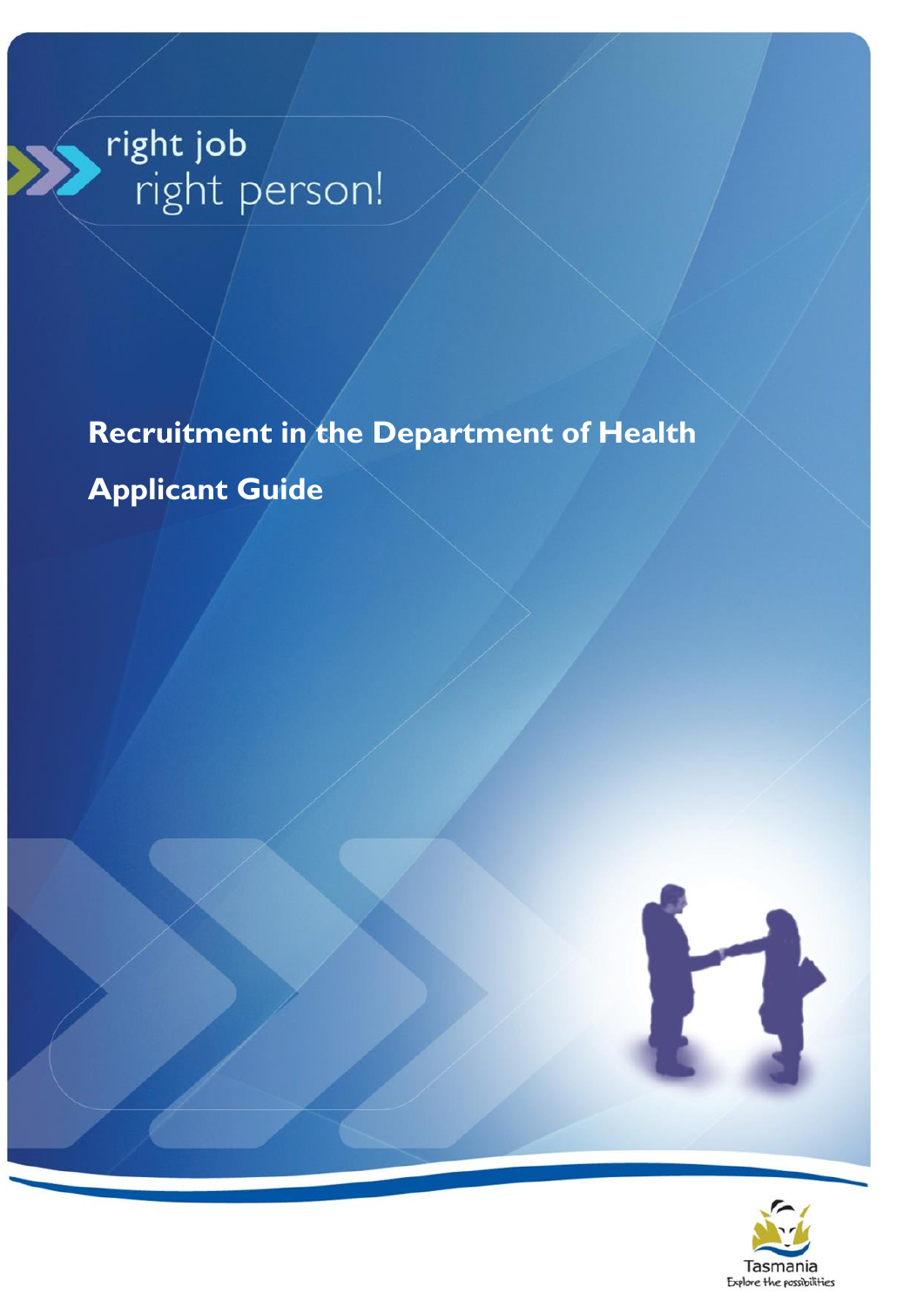right job
right person!

# Recruitment in the Department of Health

# Applicant Guide

Tasmania
Explore the possibilities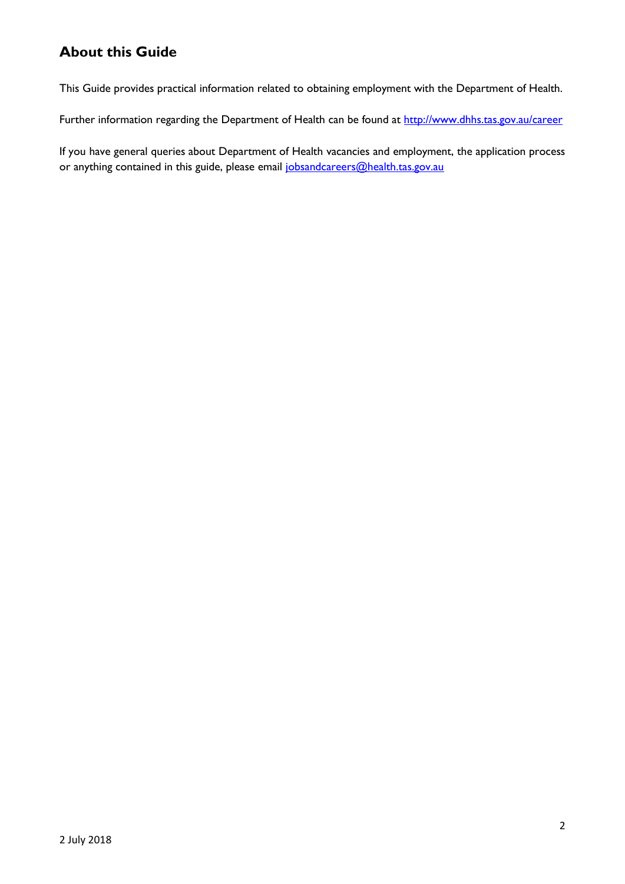## About this Guide

This Guide provides practical information related to obtaining employment with the Department of Health.

Further information regarding the Department of Health can be found at [http://www.dhhs.tas.gov.au/career](http://www.dhhs.tas.gov.au/career)

If you have general queries about Department of Health vacancies and employment, the application process or anything contained in this guide, please email [jobsandcareers@health.tas.gov.au](mailto:jobsandcareers@health.tas.gov.au)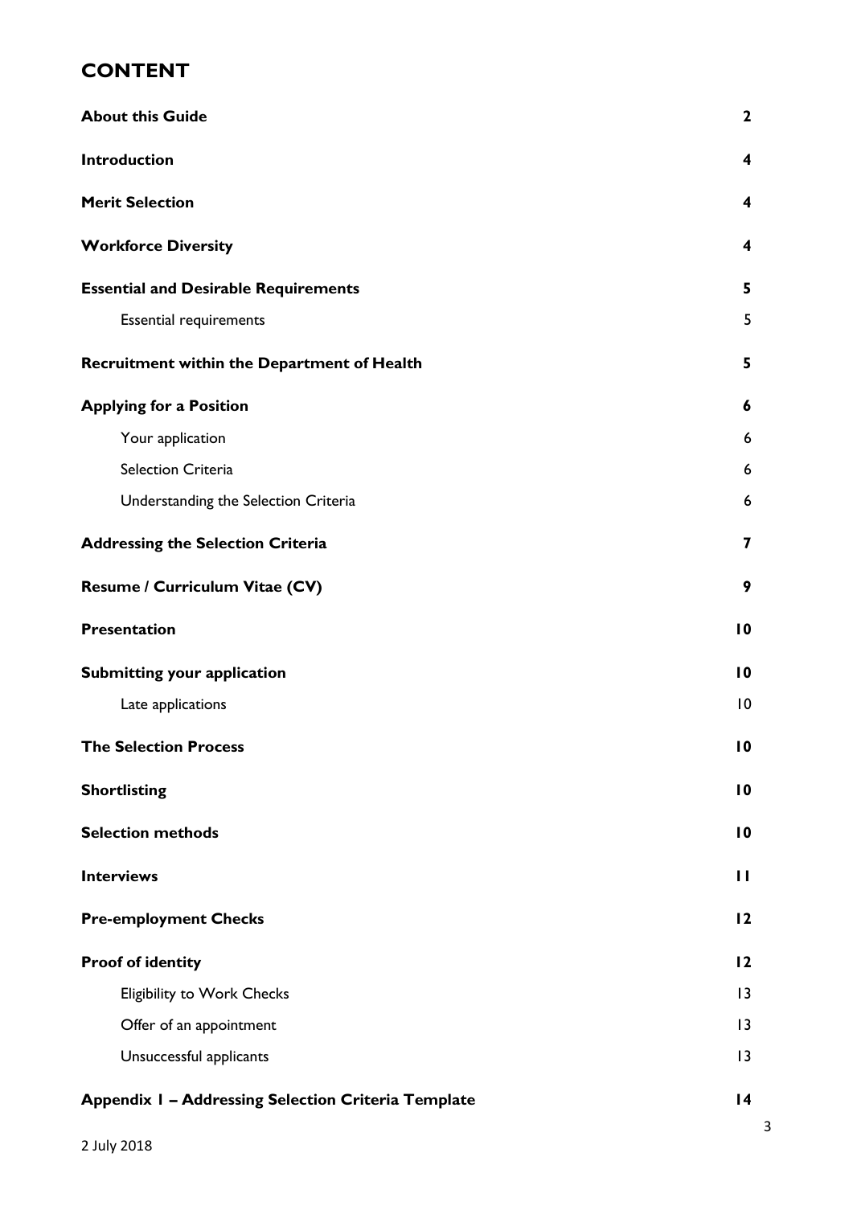# CONTENT

| | |
|---|---|
| **About this Guide** | **2** |
| **Introduction** | **4** |
| **Merit Selection** | **4** |
| **Workforce Diversity** | **4** |
| **Essential and Desirable Requirements** | **5** |
| Essential requirements | 5 |
| **Recruitment within the Department of Health** | **5** |
| **Applying for a Position** | **6** |
| Your application | 6 |
| Selection Criteria | 6 |
| Understanding the Selection Criteria | 6 |
| **Addressing the Selection Criteria** | **7** |
| **Resume / Curriculum Vitae (CV)** | **9** |
| **Presentation** | **10** |
| **Submitting your application** | **10** |
| Late applications | 10 |
| **The Selection Process** | **10** |
| **Shortlisting** | **10** |
| **Selection methods** | **10** |
| **Interviews** | **11** |
| **Pre-employment Checks** | **12** |
| **Proof of identity** | **12** |
| Eligibility to Work Checks | 13 |
| Offer of an appointment | 13 |
| Unsuccessful applicants | 13 |
| **Appendix 1 – Addressing Selection Criteria Template** | **14** |

2 July 2018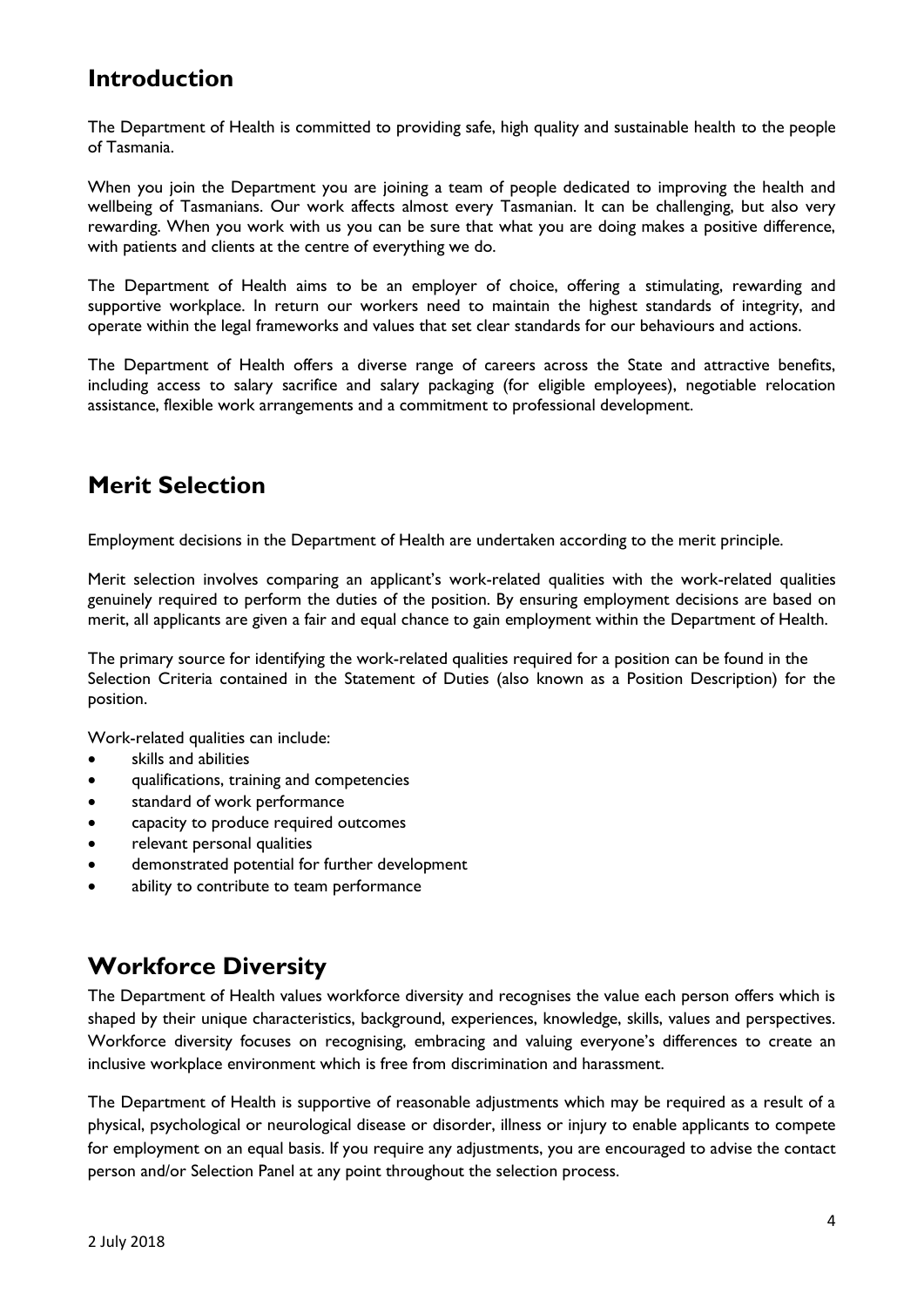## Introduction

The Department of Health is committed to providing safe, high quality and sustainable health to the people of Tasmania.

When you join the Department you are joining a team of people dedicated to improving the health and wellbeing of Tasmanians. Our work affects almost every Tasmanian. It can be challenging, but also very rewarding. When you work with us you can be sure that what you are doing makes a positive difference, with patients and clients at the centre of everything we do.

The Department of Health aims to be an employer of choice, offering a stimulating, rewarding and supportive workplace. In return our workers need to maintain the highest standards of integrity, and operate within the legal frameworks and values that set clear standards for our behaviours and actions.

The Department of Health offers a diverse range of careers across the State and attractive benefits, including access to salary sacrifice and salary packaging (for eligible employees), negotiable relocation assistance, flexible work arrangements and a commitment to professional development.

## Merit Selection

Employment decisions in the Department of Health are undertaken according to the merit principle.

Merit selection involves comparing an applicant's work-related qualities with the work-related qualities genuinely required to perform the duties of the position. By ensuring employment decisions are based on merit, all applicants are given a fair and equal chance to gain employment within the Department of Health.

The primary source for identifying the work-related qualities required for a position can be found in the Selection Criteria contained in the Statement of Duties (also known as a Position Description) for the position.

Work-related qualities can include:

- skills and abilities
- qualifications, training and competencies
- standard of work performance
- capacity to produce required outcomes
- relevant personal qualities
- demonstrated potential for further development
- ability to contribute to team performance

## Workforce Diversity

The Department of Health values workforce diversity and recognises the value each person offers which is shaped by their unique characteristics, background, experiences, knowledge, skills, values and perspectives. Workforce diversity focuses on recognising, embracing and valuing everyone's differences to create an inclusive workplace environment which is free from discrimination and harassment.

The Department of Health is supportive of reasonable adjustments which may be required as a result of a physical, psychological or neurological disease or disorder, illness or injury to enable applicants to compete for employment on an equal basis. If you require any adjustments, you are encouraged to advise the contact person and/or Selection Panel at any point throughout the selection process.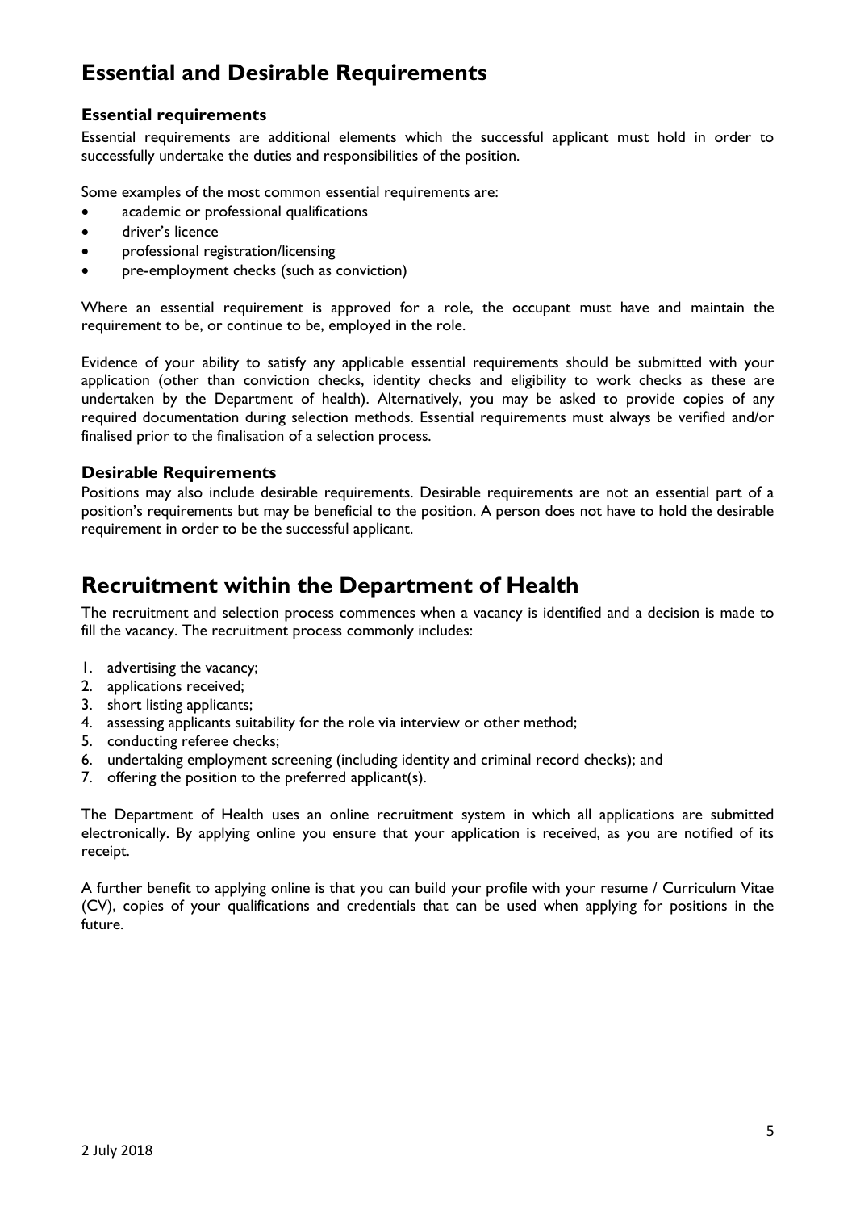## Essential and Desirable Requirements

### Essential requirements

Essential requirements are additional elements which the successful applicant must hold in order to successfully undertake the duties and responsibilities of the position.

Some examples of the most common essential requirements are:

- academic or professional qualifications
- driver's licence
- professional registration/licensing
- pre-employment checks (such as conviction)

Where an essential requirement is approved for a role, the occupant must have and maintain the requirement to be, or continue to be, employed in the role.

Evidence of your ability to satisfy any applicable essential requirements should be submitted with your application (other than conviction checks, identity checks and eligibility to work checks as these are undertaken by the Department of health). Alternatively, you may be asked to provide copies of any required documentation during selection methods. Essential requirements must always be verified and/or finalised prior to the finalisation of a selection process.

### Desirable Requirements

Positions may also include desirable requirements. Desirable requirements are not an essential part of a position's requirements but may be beneficial to the position. A person does not have to hold the desirable requirement in order to be the successful applicant.

## Recruitment within the Department of Health

The recruitment and selection process commences when a vacancy is identified and a decision is made to fill the vacancy. The recruitment process commonly includes:

1. advertising the vacancy;
2. applications received;
3. short listing applicants;
4. assessing applicants suitability for the role via interview or other method;
5. conducting referee checks;
6. undertaking employment screening (including identity and criminal record checks); and
7. offering the position to the preferred applicant(s).

The Department of Health uses an online recruitment system in which all applications are submitted electronically. By applying online you ensure that your application is received, as you are notified of its receipt.

A further benefit to applying online is that you can build your profile with your resume / Curriculum Vitae (CV), copies of your qualifications and credentials that can be used when applying for positions in the future.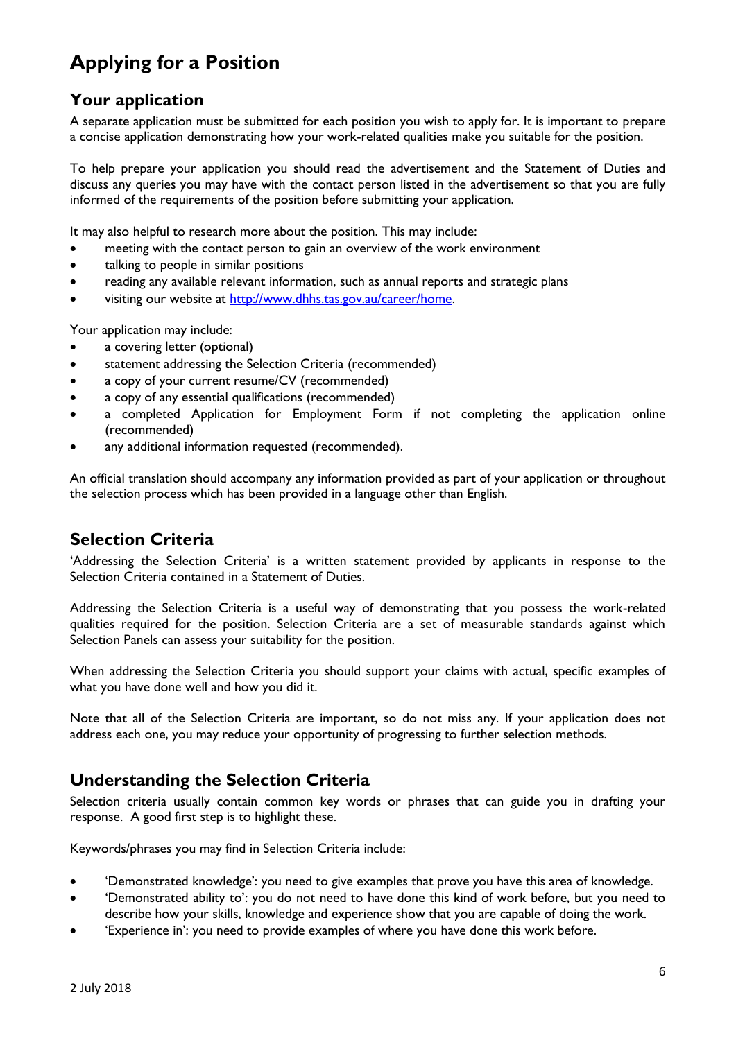# Applying for a Position

## Your application

A separate application must be submitted for each position you wish to apply for. It is important to prepare a concise application demonstrating how your work-related qualities make you suitable for the position.

To help prepare your application you should read the advertisement and the Statement of Duties and discuss any queries you may have with the contact person listed in the advertisement so that you are fully informed of the requirements of the position before submitting your application.

It may also helpful to research more about the position. This may include:

- meeting with the contact person to gain an overview of the work environment
- talking to people in similar positions
- reading any available relevant information, such as annual reports and strategic plans
- visiting our website at [http://www.dhhs.tas.gov.au/career/home](http://www.dhhs.tas.gov.au/career/home).

Your application may include:

- a covering letter (optional)
- statement addressing the Selection Criteria (recommended)
- a copy of your current resume/CV (recommended)
- a copy of any essential qualifications (recommended)
- a completed Application for Employment Form if not completing the application online (recommended)
- any additional information requested (recommended).

An official translation should accompany any information provided as part of your application or throughout the selection process which has been provided in a language other than English.

## Selection Criteria

'Addressing the Selection Criteria' is a written statement provided by applicants in response to the Selection Criteria contained in a Statement of Duties.

Addressing the Selection Criteria is a useful way of demonstrating that you possess the work-related qualities required for the position. Selection Criteria are a set of measurable standards against which Selection Panels can assess your suitability for the position.

When addressing the Selection Criteria you should support your claims with actual, specific examples of what you have done well and how you did it.

Note that all of the Selection Criteria are important, so do not miss any. If your application does not address each one, you may reduce your opportunity of progressing to further selection methods.

## Understanding the Selection Criteria

Selection criteria usually contain common key words or phrases that can guide you in drafting your response. A good first step is to highlight these.

Keywords/phrases you may find in Selection Criteria include:

- 'Demonstrated knowledge': you need to give examples that prove you have this area of knowledge.
- 'Demonstrated ability to': you do not need to have done this kind of work before, but you need to describe how your skills, knowledge and experience show that you are capable of doing the work.
- 'Experience in': you need to provide examples of where you have done this work before.

2 July 2018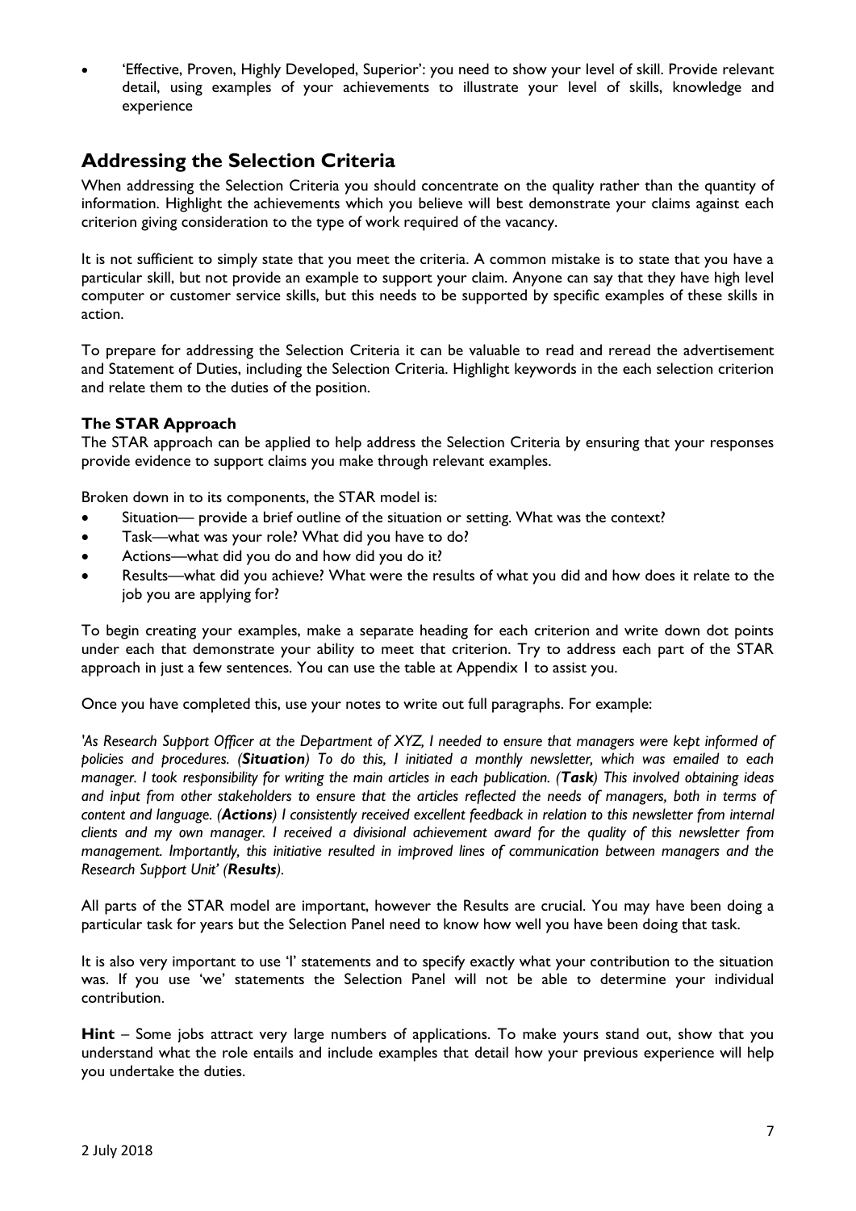- 'Effective, Proven, Highly Developed, Superior': you need to show your level of skill. Provide relevant detail, using examples of your achievements to illustrate your level of skills, knowledge and experience

## Addressing the Selection Criteria

When addressing the Selection Criteria you should concentrate on the quality rather than the quantity of information. Highlight the achievements which you believe will best demonstrate your claims against each criterion giving consideration to the type of work required of the vacancy.

It is not sufficient to simply state that you meet the criteria. A common mistake is to state that you have a particular skill, but not provide an example to support your claim. Anyone can say that they have high level computer or customer service skills, but this needs to be supported by specific examples of these skills in action.

To prepare for addressing the Selection Criteria it can be valuable to read and reread the advertisement and Statement of Duties, including the Selection Criteria. Highlight keywords in the each selection criterion and relate them to the duties of the position.

### The STAR Approach

The STAR approach can be applied to help address the Selection Criteria by ensuring that your responses provide evidence to support claims you make through relevant examples.

Broken down in to its components, the STAR model is:

- Situation— provide a brief outline of the situation or setting. What was the context?
- Task—what was your role? What did you have to do?
- Actions—what did you do and how did you do it?
- Results—what did you achieve? What were the results of what you did and how does it relate to the job you are applying for?

To begin creating your examples, make a separate heading for each criterion and write down dot points under each that demonstrate your ability to meet that criterion. Try to address each part of the STAR approach in just a few sentences. You can use the table at Appendix 1 to assist you.

Once you have completed this, use your notes to write out full paragraphs. For example:

*'As Research Support Officer at the Department of XYZ, I needed to ensure that managers were kept informed of policies and procedures. (**Situation**) To do this, I initiated a monthly newsletter, which was emailed to each manager. I took responsibility for writing the main articles in each publication. (**Task**) This involved obtaining ideas and input from other stakeholders to ensure that the articles reflected the needs of managers, both in terms of content and language. (**Actions**) I consistently received excellent feedback in relation to this newsletter from internal clients and my own manager. I received a divisional achievement award for the quality of this newsletter from management. Importantly, this initiative resulted in improved lines of communication between managers and the Research Support Unit' (**Results**).*

All parts of the STAR model are important, however the Results are crucial. You may have been doing a particular task for years but the Selection Panel need to know how well you have been doing that task.

It is also very important to use 'I' statements and to specify exactly what your contribution to the situation was. If you use 'we' statements the Selection Panel will not be able to determine your individual contribution.

**Hint** – Some jobs attract very large numbers of applications. To make yours stand out, show that you understand what the role entails and include examples that detail how your previous experience will help you undertake the duties.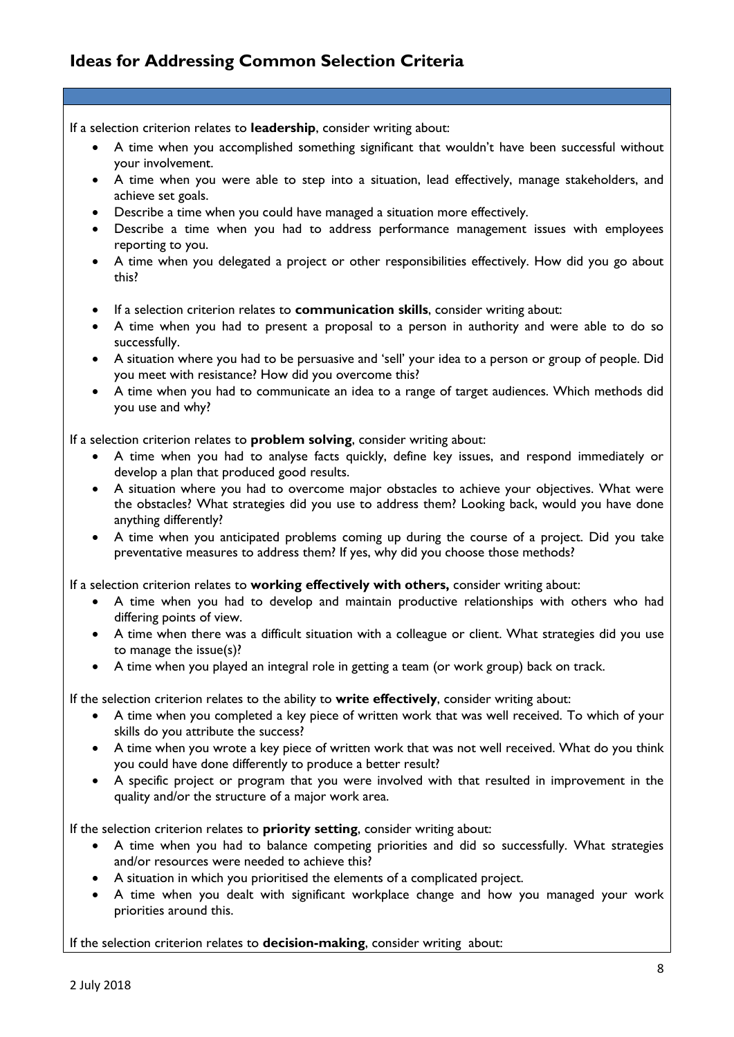## Ideas for Addressing Common Selection Criteria

If a selection criterion relates to **leadership**, consider writing about:

- A time when you accomplished something significant that wouldn't have been successful without your involvement.
- A time when you were able to step into a situation, lead effectively, manage stakeholders, and achieve set goals.
- Describe a time when you could have managed a situation more effectively.
- Describe a time when you had to address performance management issues with employees reporting to you.
- A time when you delegated a project or other responsibilities effectively. How did you go about this?

- If a selection criterion relates to **communication skills**, consider writing about:
- A time when you had to present a proposal to a person in authority and were able to do so successfully.
- A situation where you had to be persuasive and 'sell' your idea to a person or group of people. Did you meet with resistance? How did you overcome this?
- A time when you had to communicate an idea to a range of target audiences. Which methods did you use and why?

If a selection criterion relates to **problem solving**, consider writing about:

- A time when you had to analyse facts quickly, define key issues, and respond immediately or develop a plan that produced good results.
- A situation where you had to overcome major obstacles to achieve your objectives. What were the obstacles? What strategies did you use to address them? Looking back, would you have done anything differently?
- A time when you anticipated problems coming up during the course of a project. Did you take preventative measures to address them? If yes, why did you choose those methods?

If a selection criterion relates to **working effectively with others,** consider writing about:

- A time when you had to develop and maintain productive relationships with others who had differing points of view.
- A time when there was a difficult situation with a colleague or client. What strategies did you use to manage the issue(s)?
- A time when you played an integral role in getting a team (or work group) back on track.

If the selection criterion relates to the ability to **write effectively**, consider writing about:

- A time when you completed a key piece of written work that was well received. To which of your skills do you attribute the success?
- A time when you wrote a key piece of written work that was not well received. What do you think you could have done differently to produce a better result?
- A specific project or program that you were involved with that resulted in improvement in the quality and/or the structure of a major work area.

If the selection criterion relates to **priority setting**, consider writing about:

- A time when you had to balance competing priorities and did so successfully. What strategies and/or resources were needed to achieve this?
- A situation in which you prioritised the elements of a complicated project.
- A time when you dealt with significant workplace change and how you managed your work priorities around this.

If the selection criterion relates to **decision-making**, consider writing about: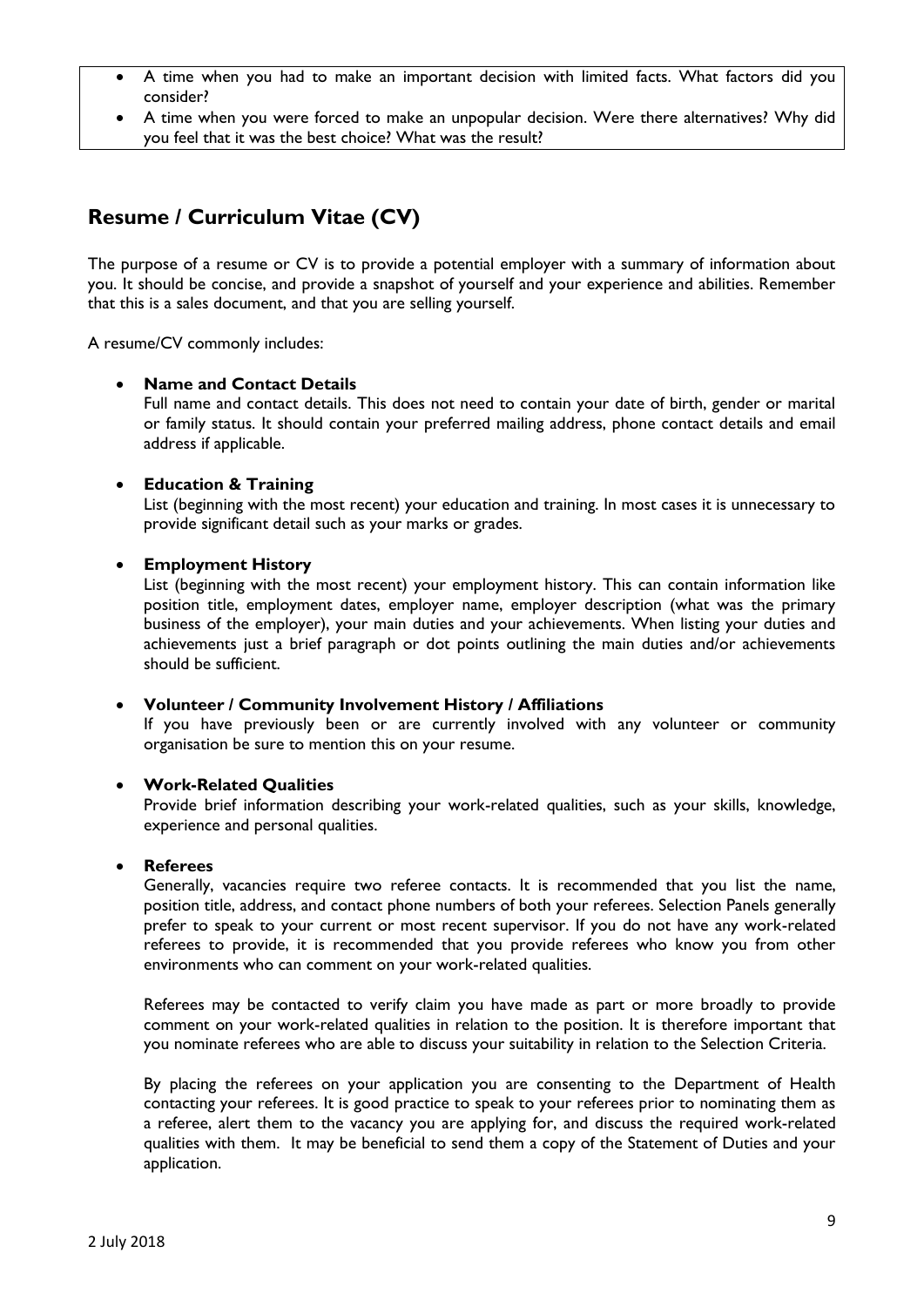- A time when you had to make an important decision with limited facts. What factors did you consider?
- A time when you were forced to make an unpopular decision. Were there alternatives? Why did you feel that it was the best choice? What was the result?

## Resume / Curriculum Vitae (CV)

The purpose of a resume or CV is to provide a potential employer with a summary of information about you. It should be concise, and provide a snapshot of yourself and your experience and abilities. Remember that this is a sales document, and that you are selling yourself.

A resume/CV commonly includes:

- **Name and Contact Details**
  Full name and contact details. This does not need to contain your date of birth, gender or marital or family status. It should contain your preferred mailing address, phone contact details and email address if applicable.

- **Education & Training**
  List (beginning with the most recent) your education and training. In most cases it is unnecessary to provide significant detail such as your marks or grades.

- **Employment History**
  List (beginning with the most recent) your employment history. This can contain information like position title, employment dates, employer name, employer description (what was the primary business of the employer), your main duties and your achievements. When listing your duties and achievements just a brief paragraph or dot points outlining the main duties and/or achievements should be sufficient.

- **Volunteer / Community Involvement History / Affiliations**
  If you have previously been or are currently involved with any volunteer or community organisation be sure to mention this on your resume.

- **Work-Related Qualities**
  Provide brief information describing your work-related qualities, such as your skills, knowledge, experience and personal qualities.

- **Referees**
  Generally, vacancies require two referee contacts. It is recommended that you list the name, position title, address, and contact phone numbers of both your referees. Selection Panels generally prefer to speak to your current or most recent supervisor. If you do not have any work-related referees to provide, it is recommended that you provide referees who know you from other environments who can comment on your work-related qualities.

  Referees may be contacted to verify claim you have made as part or more broadly to provide comment on your work-related qualities in relation to the position. It is therefore important that you nominate referees who are able to discuss your suitability in relation to the Selection Criteria.

  By placing the referees on your application you are consenting to the Department of Health contacting your referees. It is good practice to speak to your referees prior to nominating them as a referee, alert them to the vacancy you are applying for, and discuss the required work-related qualities with them. It may be beneficial to send them a copy of the Statement of Duties and your application.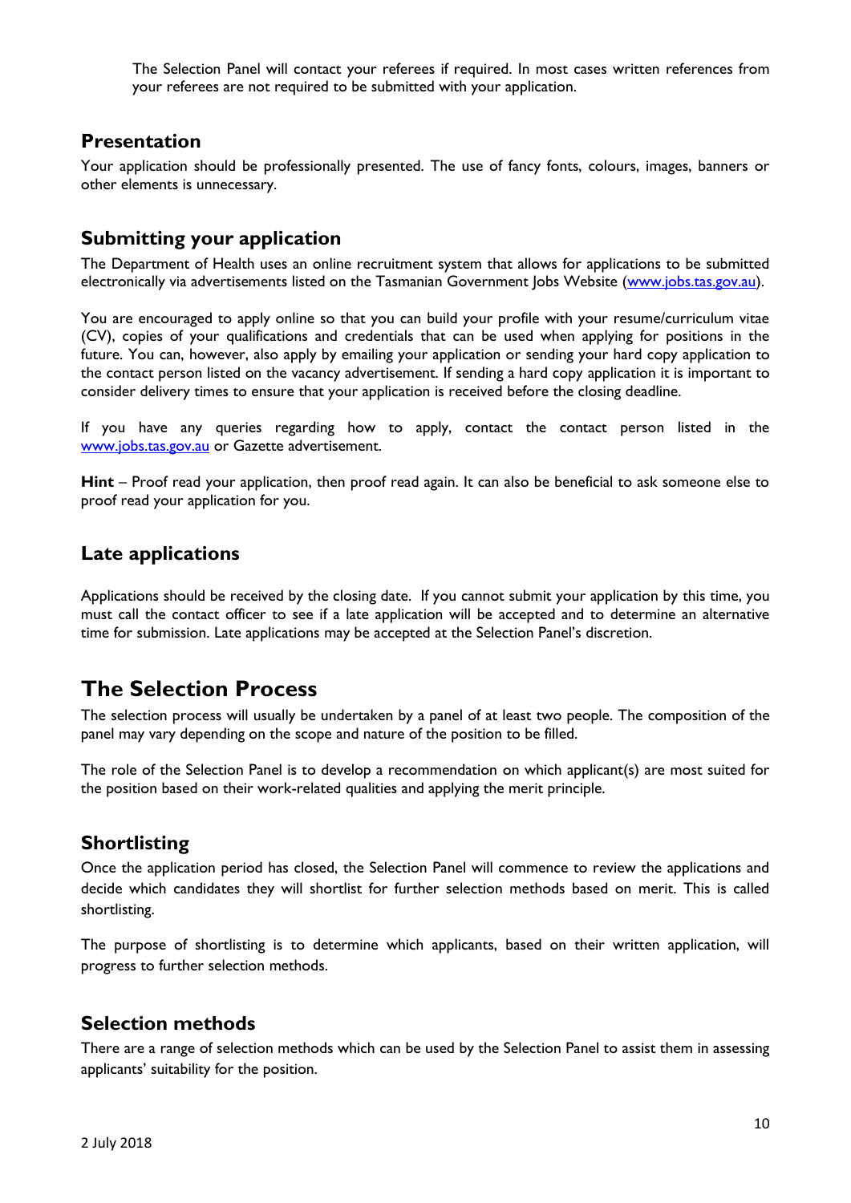The Selection Panel will contact your referees if required. In most cases written references from your referees are not required to be submitted with your application.

### Presentation

Your application should be professionally presented. The use of fancy fonts, colours, images, banners or other elements is unnecessary.

### Submitting your application

The Department of Health uses an online recruitment system that allows for applications to be submitted electronically via advertisements listed on the Tasmanian Government Jobs Website (www.jobs.tas.gov.au).

You are encouraged to apply online so that you can build your profile with your resume/curriculum vitae (CV), copies of your qualifications and credentials that can be used when applying for positions in the future. You can, however, also apply by emailing your application or sending your hard copy application to the contact person listed on the vacancy advertisement. If sending a hard copy application it is important to consider delivery times to ensure that your application is received before the closing deadline.

If you have any queries regarding how to apply, contact the contact person listed in the www.jobs.tas.gov.au or Gazette advertisement.

**Hint** – Proof read your application, then proof read again. It can also be beneficial to ask someone else to proof read your application for you.

### Late applications

Applications should be received by the closing date. If you cannot submit your application by this time, you must call the contact officer to see if a late application will be accepted and to determine an alternative time for submission. Late applications may be accepted at the Selection Panel's discretion.

## The Selection Process

The selection process will usually be undertaken by a panel of at least two people. The composition of the panel may vary depending on the scope and nature of the position to be filled.

The role of the Selection Panel is to develop a recommendation on which applicant(s) are most suited for the position based on their work-related qualities and applying the merit principle.

### Shortlisting

Once the application period has closed, the Selection Panel will commence to review the applications and decide which candidates they will shortlist for further selection methods based on merit. This is called shortlisting.

The purpose of shortlisting is to determine which applicants, based on their written application, will progress to further selection methods.

### Selection methods

There are a range of selection methods which can be used by the Selection Panel to assist them in assessing applicants' suitability for the position.

2 July 2018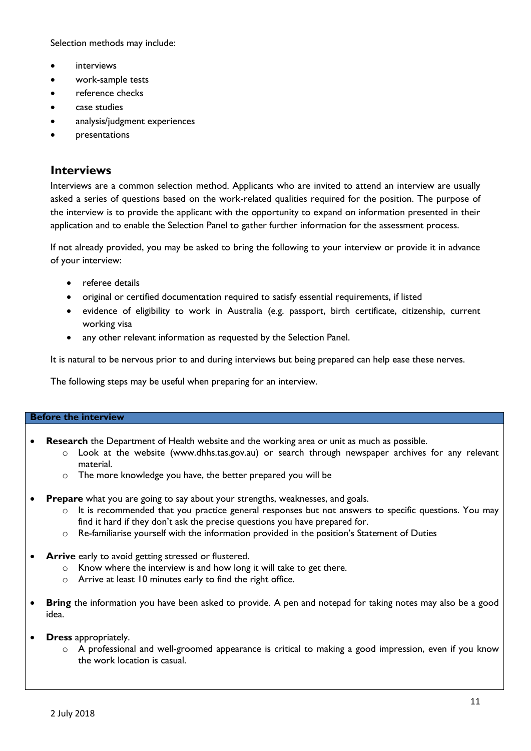Selection methods may include:

- interviews
- work-sample tests
- reference checks
- case studies
- analysis/judgment experiences
- presentations

## Interviews

Interviews are a common selection method. Applicants who are invited to attend an interview are usually asked a series of questions based on the work-related qualities required for the position. The purpose of the interview is to provide the applicant with the opportunity to expand on information presented in their application and to enable the Selection Panel to gather further information for the assessment process.

If not already provided, you may be asked to bring the following to your interview or provide it in advance of your interview:

- referee details
- original or certified documentation required to satisfy essential requirements, if listed
- evidence of eligibility to work in Australia (e.g. passport, birth certificate, citizenship, current working visa
- any other relevant information as requested by the Selection Panel.

It is natural to be nervous prior to and during interviews but being prepared can help ease these nerves.

The following steps may be useful when preparing for an interview.

**Before the interview**

- **Research** the Department of Health website and the working area or unit as much as possible.
  - Look at the website (www.dhhs.tas.gov.au) or search through newspaper archives for any relevant material.
  - The more knowledge you have, the better prepared you will be
- **Prepare** what you are going to say about your strengths, weaknesses, and goals.
  - It is recommended that you practice general responses but not answers to specific questions. You may find it hard if they don't ask the precise questions you have prepared for.
  - Re-familiarise yourself with the information provided in the position's Statement of Duties
- **Arrive** early to avoid getting stressed or flustered.
  - Know where the interview is and how long it will take to get there.
  - Arrive at least 10 minutes early to find the right office.
- **Bring** the information you have been asked to provide. A pen and notepad for taking notes may also be a good idea.
- **Dress** appropriately.
  - A professional and well-groomed appearance is critical to making a good impression, even if you know the work location is casual.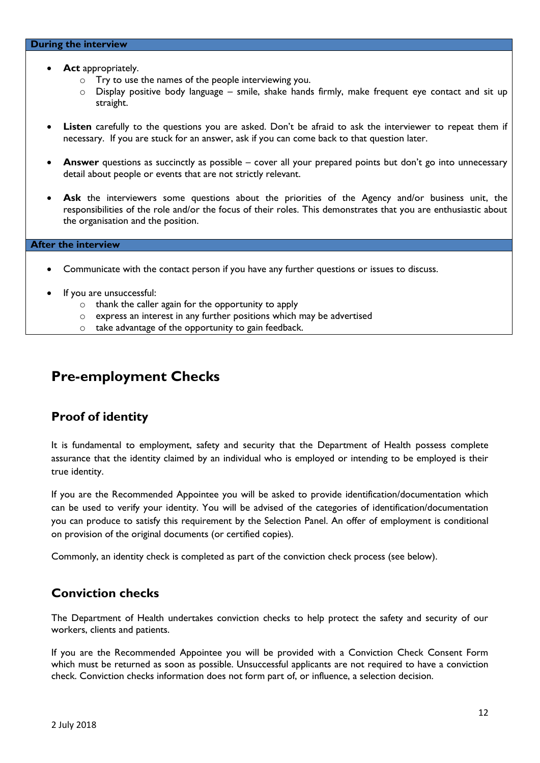**During the interview**

- **Act** appropriately.
  - Try to use the names of the people interviewing you.
  - Display positive body language – smile, shake hands firmly, make frequent eye contact and sit up straight.

- **Listen** carefully to the questions you are asked. Don't be afraid to ask the interviewer to repeat them if necessary. If you are stuck for an answer, ask if you can come back to that question later.

- **Answer** questions as succinctly as possible – cover all your prepared points but don't go into unnecessary detail about people or events that are not strictly relevant.

- **Ask** the interviewers some questions about the priorities of the Agency and/or business unit, the responsibilities of the role and/or the focus of their roles. This demonstrates that you are enthusiastic about the organisation and the position.

**After the interview**

- Communicate with the contact person if you have any further questions or issues to discuss.

- If you are unsuccessful:
  - thank the caller again for the opportunity to apply
  - express an interest in any further positions which may be advertised
  - take advantage of the opportunity to gain feedback.

# Pre-employment Checks

## Proof of identity

It is fundamental to employment, safety and security that the Department of Health possess complete assurance that the identity claimed by an individual who is employed or intending to be employed is their true identity.

If you are the Recommended Appointee you will be asked to provide identification/documentation which can be used to verify your identity. You will be advised of the categories of identification/documentation you can produce to satisfy this requirement by the Selection Panel. An offer of employment is conditional on provision of the original documents (or certified copies).

Commonly, an identity check is completed as part of the conviction check process (see below).

## Conviction checks

The Department of Health undertakes conviction checks to help protect the safety and security of our workers, clients and patients.

If you are the Recommended Appointee you will be provided with a Conviction Check Consent Form which must be returned as soon as possible. Unsuccessful applicants are not required to have a conviction check. Conviction checks information does not form part of, or influence, a selection decision.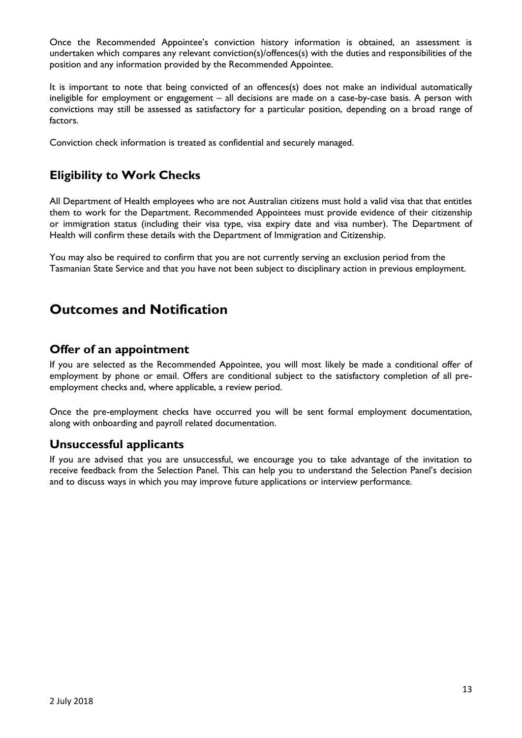Once the Recommended Appointee's conviction history information is obtained, an assessment is undertaken which compares any relevant conviction(s)/offences(s) with the duties and responsibilities of the position and any information provided by the Recommended Appointee.

It is important to note that being convicted of an offences(s) does not make an individual automatically ineligible for employment or engagement – all decisions are made on a case-by-case basis. A person with convictions may still be assessed as satisfactory for a particular position, depending on a broad range of factors.

Conviction check information is treated as confidential and securely managed.

## Eligibility to Work Checks

All Department of Health employees who are not Australian citizens must hold a valid visa that that entitles them to work for the Department. Recommended Appointees must provide evidence of their citizenship or immigration status (including their visa type, visa expiry date and visa number). The Department of Health will confirm these details with the Department of Immigration and Citizenship.

You may also be required to confirm that you are not currently serving an exclusion period from the Tasmanian State Service and that you have not been subject to disciplinary action in previous employment.

# Outcomes and Notification

## Offer of an appointment

If you are selected as the Recommended Appointee, you will most likely be made a conditional offer of employment by phone or email. Offers are conditional subject to the satisfactory completion of all pre-employment checks and, where applicable, a review period.

Once the pre-employment checks have occurred you will be sent formal employment documentation, along with onboarding and payroll related documentation.

## Unsuccessful applicants

If you are advised that you are unsuccessful, we encourage you to take advantage of the invitation to receive feedback from the Selection Panel. This can help you to understand the Selection Panel's decision and to discuss ways in which you may improve future applications or interview performance.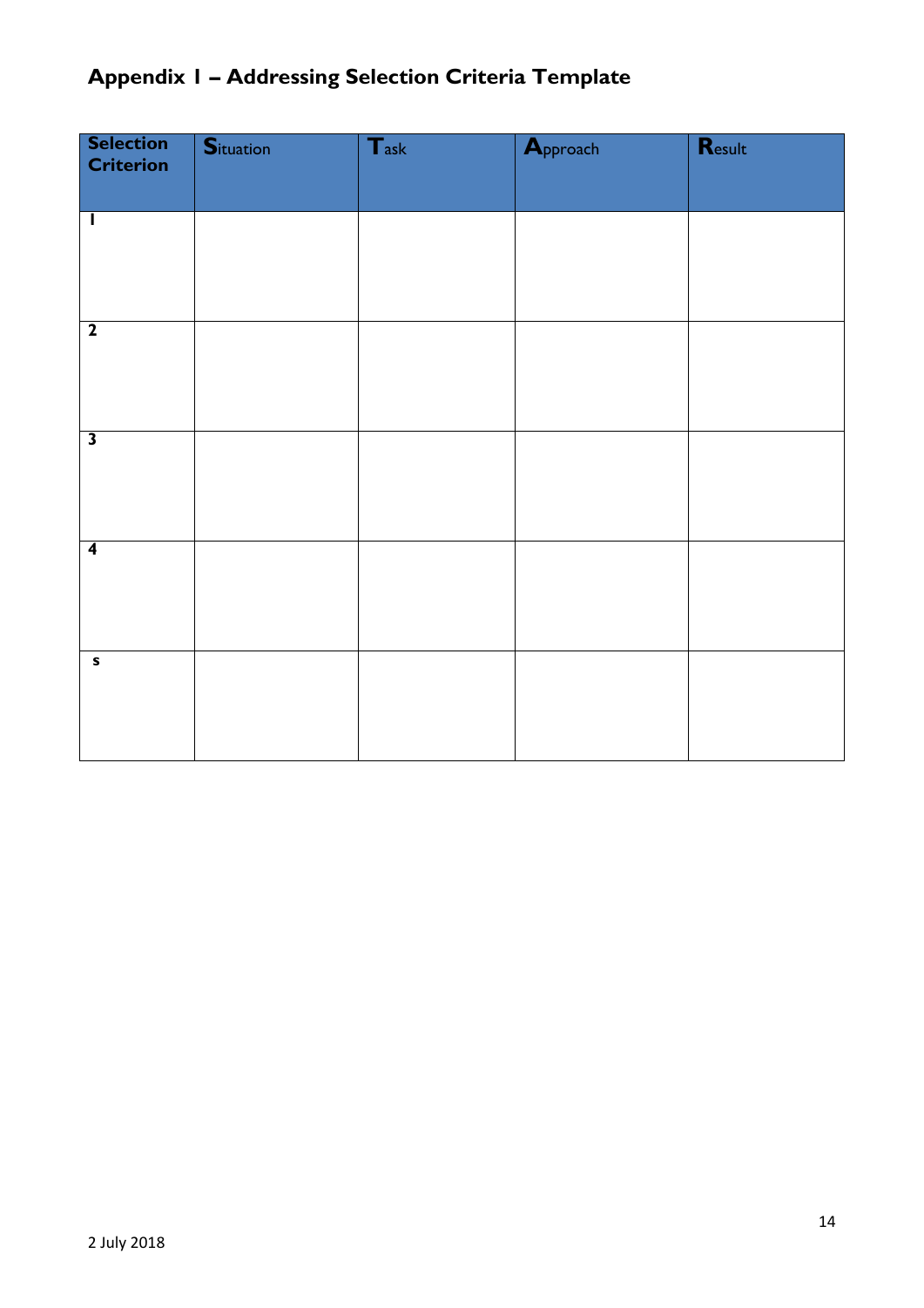## Appendix I – Addressing Selection Criteria Template

| Selection Criterion | Situation | Task | Approach | Result |
|---|---|---|---|---|
| I | | | | |
| 2 | | | | |
| 3 | | | | |
| 4 | | | | |
| s | | | | |

2 July 2018